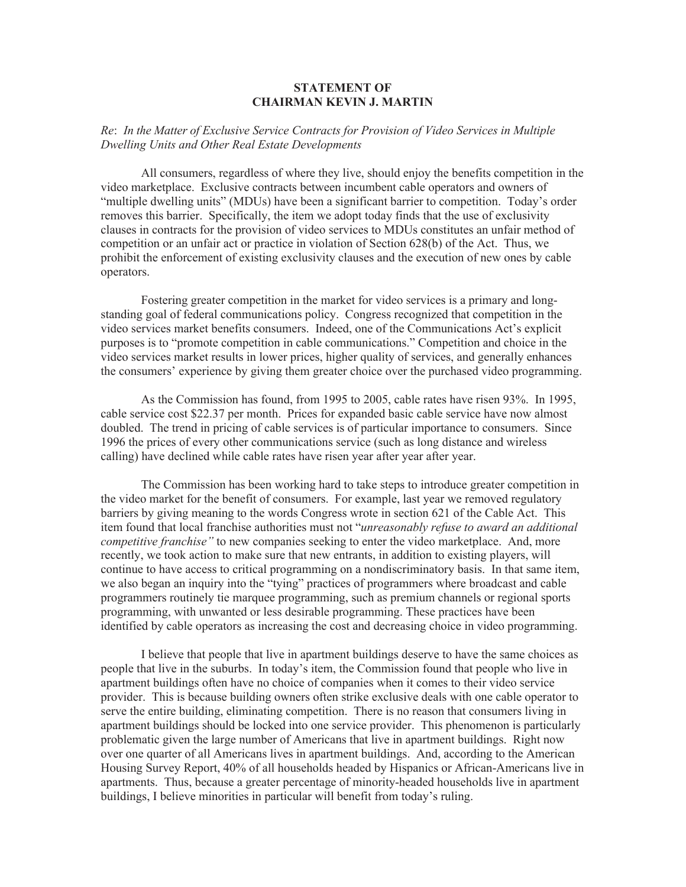**STATEMENT OF**
**CHAIRMAN KEVIN J. MARTIN**

*Re*: *In the Matter of Exclusive Service Contracts for Provision of Video Services in Multiple Dwelling Units and Other Real Estate Developments*

All consumers, regardless of where they live, should enjoy the benefits competition in the video marketplace. Exclusive contracts between incumbent cable operators and owners of "multiple dwelling units" (MDUs) have been a significant barrier to competition. Today's order removes this barrier. Specifically, the item we adopt today finds that the use of exclusivity clauses in contracts for the provision of video services to MDUs constitutes an unfair method of competition or an unfair act or practice in violation of Section 628(b) of the Act. Thus, we prohibit the enforcement of existing exclusivity clauses and the execution of new ones by cable operators.

Fostering greater competition in the market for video services is a primary and long-standing goal of federal communications policy. Congress recognized that competition in the video services market benefits consumers. Indeed, one of the Communications Act's explicit purposes is to "promote competition in cable communications." Competition and choice in the video services market results in lower prices, higher quality of services, and generally enhances the consumers' experience by giving them greater choice over the purchased video programming.

As the Commission has found, from 1995 to 2005, cable rates have risen 93%. In 1995, cable service cost $22.37 per month. Prices for expanded basic cable service have now almost doubled. The trend in pricing of cable services is of particular importance to consumers. Since 1996 the prices of every other communications service (such as long distance and wireless calling) have declined while cable rates have risen year after year after year.

The Commission has been working hard to take steps to introduce greater competition in the video market for the benefit of consumers. For example, last year we removed regulatory barriers by giving meaning to the words Congress wrote in section 621 of the Cable Act. This item found that local franchise authorities must not "*unreasonably refuse to award an additional competitive franchise"* to new companies seeking to enter the video marketplace. And, more recently, we took action to make sure that new entrants, in addition to existing players, will continue to have access to critical programming on a nondiscriminatory basis. In that same item, we also began an inquiry into the "tying" practices of programmers where broadcast and cable programmers routinely tie marquee programming, such as premium channels or regional sports programming, with unwanted or less desirable programming. These practices have been identified by cable operators as increasing the cost and decreasing choice in video programming.

I believe that people that live in apartment buildings deserve to have the same choices as people that live in the suburbs. In today's item, the Commission found that people who live in apartment buildings often have no choice of companies when it comes to their video service provider. This is because building owners often strike exclusive deals with one cable operator to serve the entire building, eliminating competition. There is no reason that consumers living in apartment buildings should be locked into one service provider. This phenomenon is particularly problematic given the large number of Americans that live in apartment buildings. Right now over one quarter of all Americans lives in apartment buildings. And, according to the American Housing Survey Report, 40% of all households headed by Hispanics or African-Americans live in apartments. Thus, because a greater percentage of minority-headed households live in apartment buildings, I believe minorities in particular will benefit from today's ruling.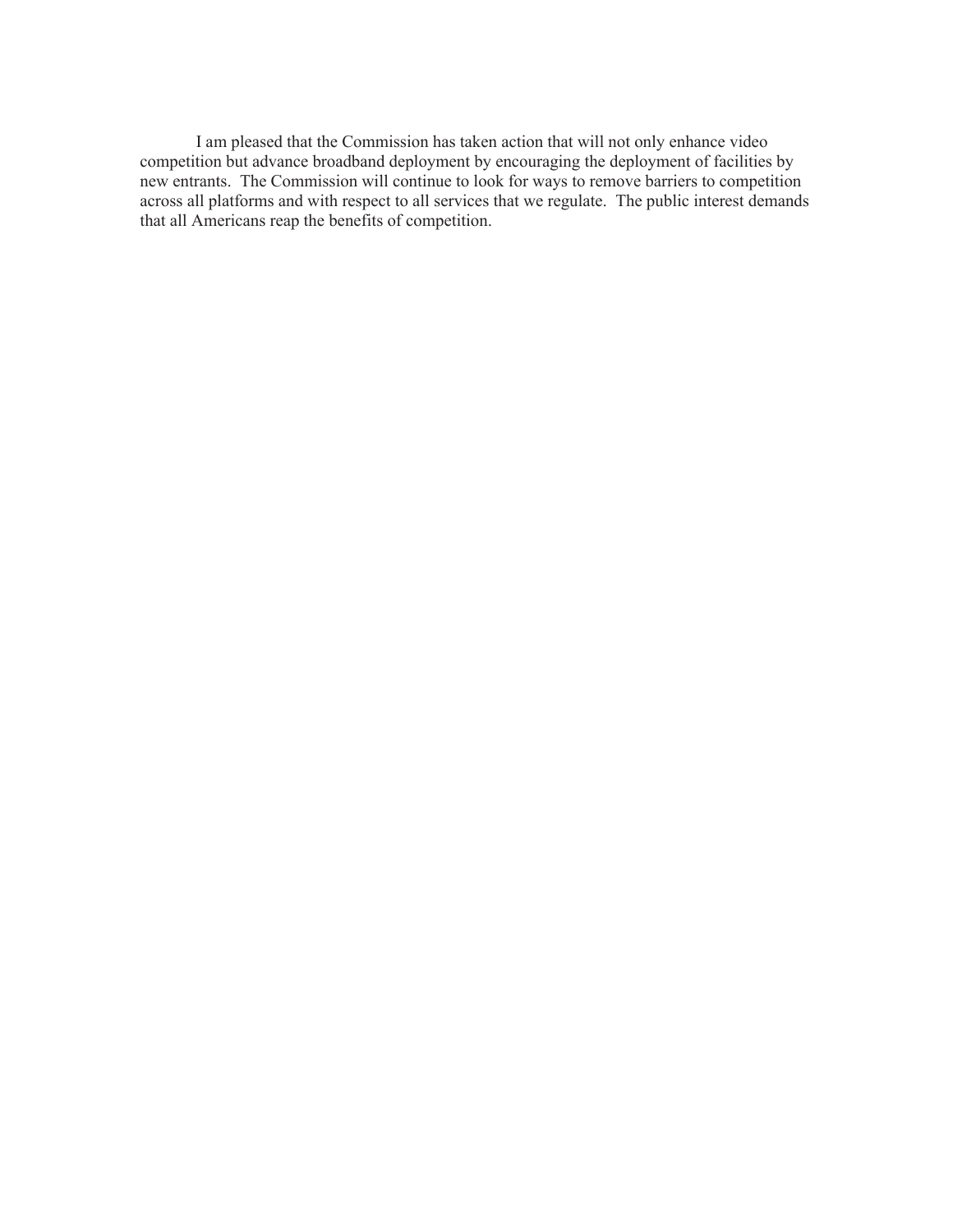I am pleased that the Commission has taken action that will not only enhance video competition but advance broadband deployment by encouraging the deployment of facilities by new entrants. The Commission will continue to look for ways to remove barriers to competition across all platforms and with respect to all services that we regulate. The public interest demands that all Americans reap the benefits of competition.